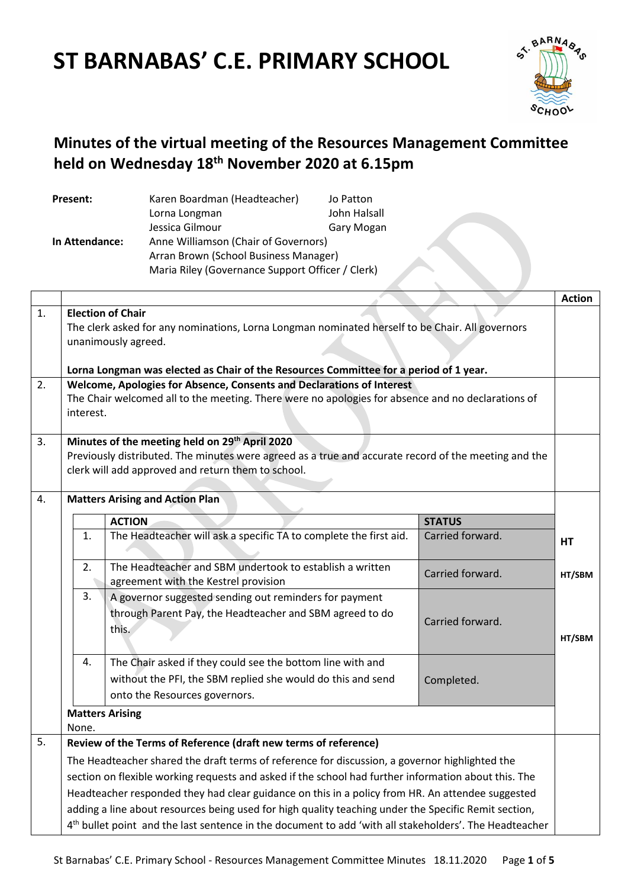# ST BARNABAS' C.E. PRIMARY SCHOOL

## Minutes of the virtual meeting of the Resources Management Committee held on Wednesday 18th November 2020 at 6.15pm

| | | |
|---|---|---|
| **Present:** | Karen Boardman (Headteacher) | Jo Patton |
| | Lorna Longman | John Halsall |
| | Jessica Gilmour | Gary Mogan |
| **In Attendance:** | Anne Williamson (Chair of Governors) | |
| | Arran Brown (School Business Manager) | |
| | Maria Riley (Governance Support Officer / Clerk) | |

| | | **Action** |
|---|---|---|
| 1. | **Election of Chair**<br>The clerk asked for any nominations, Lorna Longman nominated herself to be Chair. All governors unanimously agreed.<br><br>**Lorna Longman was elected as Chair of the Resources Committee for a period of 1 year.** | |
| 2. | **Welcome, Apologies for Absence, Consents and Declarations of Interest**<br>The Chair welcomed all to the meeting. There were no apologies for absence and no declarations of interest. | |
| 3. | **Minutes of the meeting held on 29th April 2020**<br>Previously distributed. The minutes were agreed as a true and accurate record of the meeting and the clerk will add approved and return them to school. | |
| 4. | **Matters Arising and Action Plan** | |

| | ACTION | STATUS | Action |
|---|---|---|---|
| 1. | The Headteacher will ask a specific TA to complete the first aid. | Carried forward. | HT |
| 2. | The Headteacher and SBM undertook to establish a written agreement with the Kestrel provision | Carried forward. | HT/SBM |
| 3. | A governor suggested sending out reminders for payment through Parent Pay, the Headteacher and SBM agreed to do this. | Carried forward. | HT/SBM |
| 4. | The Chair asked if they could see the bottom line with and without the PFI, the SBM replied she would do this and send onto the Resources governors. | Completed. | |

**Matters Arising**
None.

| | | **Action** |
|---|---|---|
| 5. | **Review of the Terms of Reference (draft new terms of reference)**<br>The Headteacher shared the draft terms of reference for discussion, a governor highlighted the section on flexible working requests and asked if the school had further information about this. The Headteacher responded they had clear guidance on this in a policy from HR. An attendee suggested adding a line about resources being used for high quality teaching under the Specific Remit section, 4th bullet point and the last sentence in the document to add 'with all stakeholders'. The Headteacher | |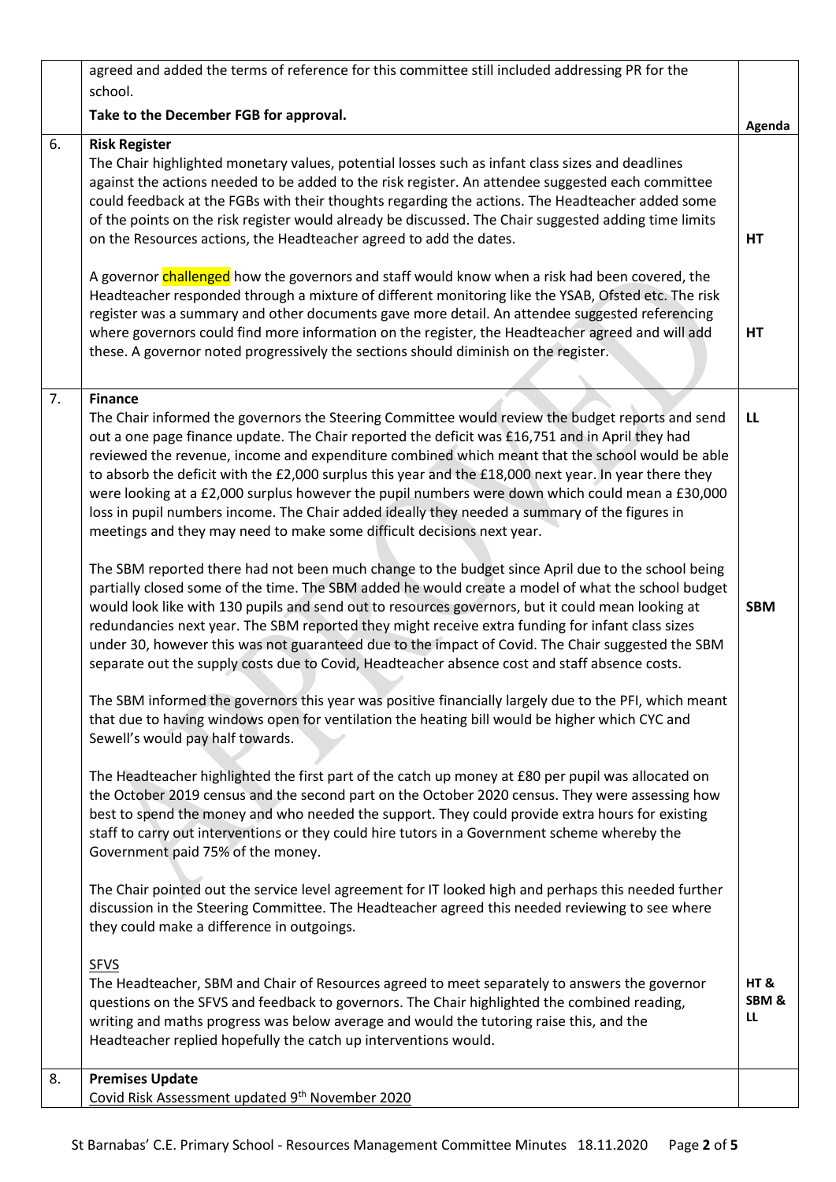| | | |
|---|---|---|
| | agreed and added the terms of reference for this committee still included addressing PR for the school.<br><br>**Take to the December FGB for approval.** | **Agenda** |
| 6. | **Risk Register**<br>The Chair highlighted monetary values, potential losses such as infant class sizes and deadlines against the actions needed to be added to the risk register. An attendee suggested each committee could feedback at the FGBs with their thoughts regarding the actions. The Headteacher added some of the points on the risk register would already be discussed. The Chair suggested adding time limits on the Resources actions, the Headteacher agreed to add the dates.<br><br>A governor challenged how the governors and staff would know when a risk had been covered, the Headteacher responded through a mixture of different monitoring like the YSAB, Ofsted etc. The risk register was a summary and other documents gave more detail. An attendee suggested referencing where governors could find more information on the register, the Headteacher agreed and will add these. A governor noted progressively the sections should diminish on the register. | **HT**<br><br>**HT** |
| 7. | **Finance**<br>The Chair informed the governors the Steering Committee would review the budget reports and send out a one page finance update. The Chair reported the deficit was £16,751 and in April they had reviewed the revenue, income and expenditure combined which meant that the school would be able to absorb the deficit with the £2,000 surplus this year and the £18,000 next year. In year there they were looking at a £2,000 surplus however the pupil numbers were down which could mean a £30,000 loss in pupil numbers income. The Chair added ideally they needed a summary of the figures in meetings and they may need to make some difficult decisions next year.<br><br>The SBM reported there had not been much change to the budget since April due to the school being partially closed some of the time. The SBM added he would create a model of what the school budget would look like with 130 pupils and send out to resources governors, but it could mean looking at redundancies next year. The SBM reported they might receive extra funding for infant class sizes under 30, however this was not guaranteed due to the impact of Covid. The Chair suggested the SBM separate out the supply costs due to Covid, Headteacher absence cost and staff absence costs.<br><br>The SBM informed the governors this year was positive financially largely due to the PFI, which meant that due to having windows open for ventilation the heating bill would be higher which CYC and Sewell's would pay half towards.<br><br>The Headteacher highlighted the first part of the catch up money at £80 per pupil was allocated on the October 2019 census and the second part on the October 2020 census. They were assessing how best to spend the money and who needed the support. They could provide extra hours for existing staff to carry out interventions or they could hire tutors in a Government scheme whereby the Government paid 75% of the money.<br><br>The Chair pointed out the service level agreement for IT looked high and perhaps this needed further discussion in the Steering Committee. The Headteacher agreed this needed reviewing to see where they could make a difference in outgoings.<br><br><u>SFVS</u><br>The Headteacher, SBM and Chair of Resources agreed to meet separately to answers the governor questions on the SFVS and feedback to governors. The Chair highlighted the combined reading, writing and maths progress was below average and would the tutoring raise this, and the Headteacher replied hopefully the catch up interventions would. | **LL**<br><br>**SBM**<br><br>**HT & SBM & LL** |
| 8. | **Premises Update**<br><u>Covid Risk Assessment updated 9th November 2020</u> | |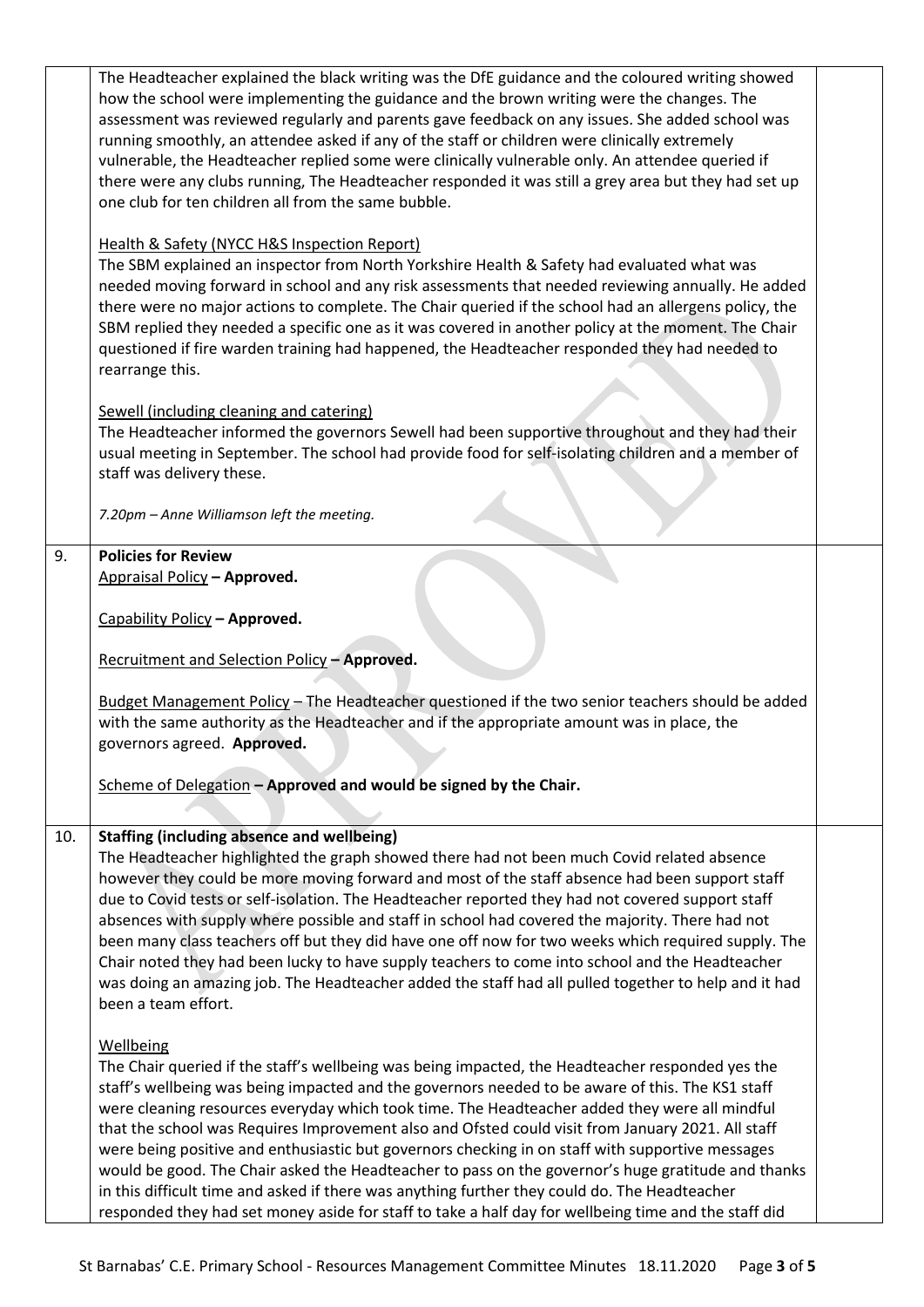| | | |
|---|---|---|
| | The Headteacher explained the black writing was the DfE guidance and the coloured writing showed how the school were implementing the guidance and the brown writing were the changes. The assessment was reviewed regularly and parents gave feedback on any issues. She added school was running smoothly, an attendee asked if any of the staff or children were clinically extremely vulnerable, the Headteacher replied some were clinically vulnerable only. An attendee queried if there were any clubs running, The Headteacher responded it was still a grey area but they had set up one club for ten children all from the same bubble.<br><br>Health & Safety (NYCC H&S Inspection Report)<br>The SBM explained an inspector from North Yorkshire Health & Safety had evaluated what was needed moving forward in school and any risk assessments that needed reviewing annually. He added there were no major actions to complete. The Chair queried if the school had an allergens policy, the SBM replied they needed a specific one as it was covered in another policy at the moment. The Chair questioned if fire warden training had happened, the Headteacher responded they had needed to rearrange this.<br><br>Sewell (including cleaning and catering)<br>The Headteacher informed the governors Sewell had been supportive throughout and they had their usual meeting in September. The school had provide food for self-isolating children and a member of staff was delivery these.<br><br>*7.20pm – Anne Williamson left the meeting.* | |
| 9. | **Policies for Review**<br>Appraisal Policy **– Approved.**<br><br>Capability Policy **– Approved.**<br><br>Recruitment and Selection Policy **– Approved.**<br><br>Budget Management Policy – The Headteacher questioned if the two senior teachers should be added with the same authority as the Headteacher and if the appropriate amount was in place, the governors agreed. **Approved.**<br><br>Scheme of Delegation **– Approved and would be signed by the Chair.** | |
| 10. | **Staffing (including absence and wellbeing)**<br>The Headteacher highlighted the graph showed there had not been much Covid related absence however they could be more moving forward and most of the staff absence had been support staff due to Covid tests or self-isolation. The Headteacher reported they had not covered support staff absences with supply where possible and staff in school had covered the majority. There had not been many class teachers off but they did have one off now for two weeks which required supply. The Chair noted they had been lucky to have supply teachers to come into school and the Headteacher was doing an amazing job. The Headteacher added the staff had all pulled together to help and it had been a team effort.<br><br>Wellbeing<br>The Chair queried if the staff's wellbeing was being impacted, the Headteacher responded yes the staff's wellbeing was being impacted and the governors needed to be aware of this. The KS1 staff were cleaning resources everyday which took time. The Headteacher added they were all mindful that the school was Requires Improvement also and Ofsted could visit from January 2021. All staff were being positive and enthusiastic but governors checking in on staff with supportive messages would be good. The Chair asked the Headteacher to pass on the governor's huge gratitude and thanks in this difficult time and asked if there was anything further they could do. The Headteacher responded they had set money aside for staff to take a half day for wellbeing time and the staff did | |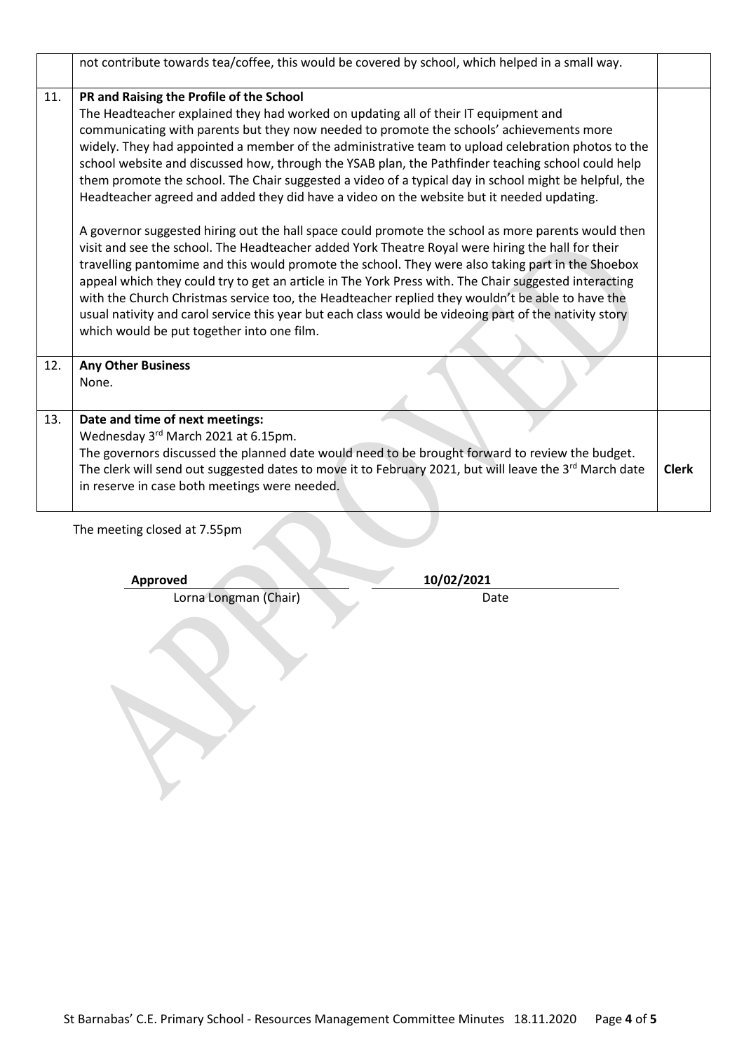|  |  |  |
|---|---|---|
|  | not contribute towards tea/coffee, this would be covered by school, which helped in a small way. |  |
| 11. | **PR and Raising the Profile of the School**<br>The Headteacher explained they had worked on updating all of their IT equipment and communicating with parents but they now needed to promote the schools' achievements more widely. They had appointed a member of the administrative team to upload celebration photos to the school website and discussed how, through the YSAB plan, the Pathfinder teaching school could help them promote the school. The Chair suggested a video of a typical day in school might be helpful, the Headteacher agreed and added they did have a video on the website but it needed updating.<br><br>A governor suggested hiring out the hall space could promote the school as more parents would then visit and see the school. The Headteacher added York Theatre Royal were hiring the hall for their travelling pantomime and this would promote the school. They were also taking part in the Shoebox appeal which they could try to get an article in The York Press with. The Chair suggested interacting with the Church Christmas service too, the Headteacher replied they wouldn't be able to have the usual nativity and carol service this year but each class would be videoing part of the nativity story which would be put together into one film. |  |
| 12. | **Any Other Business**<br>None. |  |
| 13. | **Date and time of next meetings:**<br>Wednesday 3rd March 2021 at 6.15pm.<br>The governors discussed the planned date would need to be brought forward to review the budget. The clerk will send out suggested dates to move it to February 2021, but will leave the 3rd March date in reserve in case both meetings were needed. | **Clerk** |

The meeting closed at 7.55pm

**Approved** — Lorna Longman (Chair)

**10/02/2021** — Date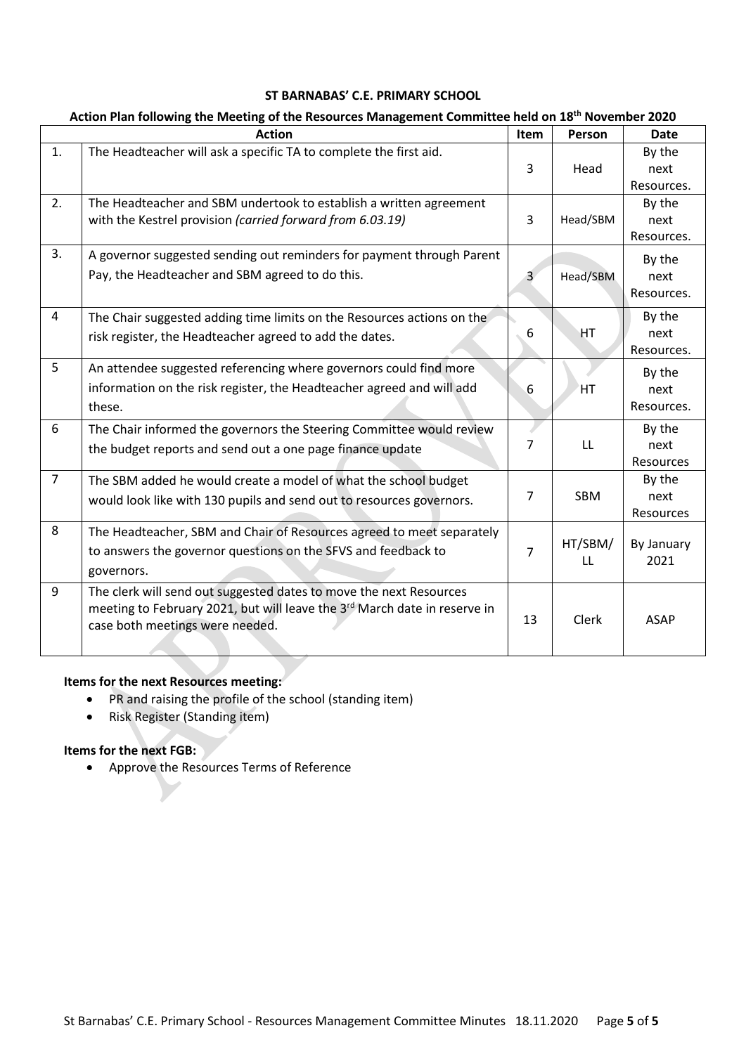**ST BARNABAS' C.E. PRIMARY SCHOOL**

**Action Plan following the Meeting of the Resources Management Committee held on 18th November 2020**

| | Action | Item | Person | Date |
|---|---|---|---|---|
| 1. | The Headteacher will ask a specific TA to complete the first aid. | 3 | Head | By the next Resources. |
| 2. | The Headteacher and SBM undertook to establish a written agreement with the Kestrel provision *(carried forward from 6.03.19)* | 3 | Head/SBM | By the next Resources. |
| 3. | A governor suggested sending out reminders for payment through Parent Pay, the Headteacher and SBM agreed to do this. | 3 | Head/SBM | By the next Resources. |
| 4 | The Chair suggested adding time limits on the Resources actions on the risk register, the Headteacher agreed to add the dates. | 6 | HT | By the next Resources. |
| 5 | An attendee suggested referencing where governors could find more information on the risk register, the Headteacher agreed and will add these. | 6 | HT | By the next Resources. |
| 6 | The Chair informed the governors the Steering Committee would review the budget reports and send out a one page finance update | 7 | LL | By the next Resources |
| 7 | The SBM added he would create a model of what the school budget would look like with 130 pupils and send out to resources governors. | 7 | SBM | By the next Resources |
| 8 | The Headteacher, SBM and Chair of Resources agreed to meet separately to answers the governor questions on the SFVS and feedback to governors. | 7 | HT/SBM/LL | By January 2021 |
| 9 | The clerk will send out suggested dates to move the next Resources meeting to February 2021, but will leave the 3rd March date in reserve in case both meetings were needed. | 13 | Clerk | ASAP |

**Items for the next Resources meeting:**

- PR and raising the profile of the school (standing item)
- Risk Register (Standing item)

**Items for the next FGB:**

- Approve the Resources Terms of Reference